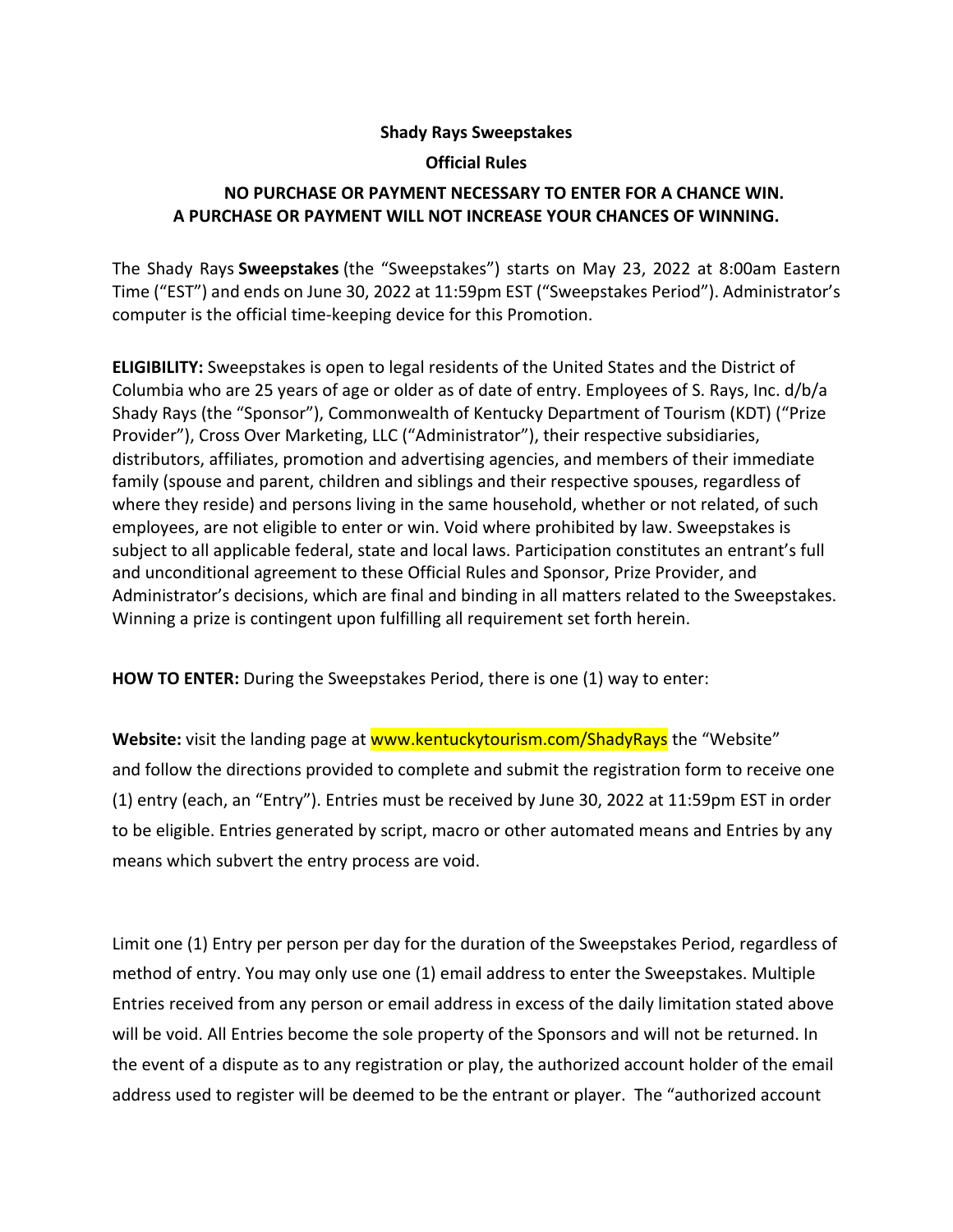**Shady Rays Sweepstakes**

**Official Rules**

**NO PURCHASE OR PAYMENT NECESSARY TO ENTER FOR A CHANCE WIN. A PURCHASE OR PAYMENT WILL NOT INCREASE YOUR CHANCES OF WINNING.**

The Shady Rays **Sweepstakes** (the "Sweepstakes") starts on May 23, 2022 at 8:00am Eastern Time ("EST") and ends on June 30, 2022 at 11:59pm EST ("Sweepstakes Period"). Administrator's computer is the official time-keeping device for this Promotion.

**ELIGIBILITY:** Sweepstakes is open to legal residents of the United States and the District of Columbia who are 25 years of age or older as of date of entry. Employees of S. Rays, Inc. d/b/a Shady Rays (the "Sponsor"), Commonwealth of Kentucky Department of Tourism (KDT) ("Prize Provider"), Cross Over Marketing, LLC ("Administrator"), their respective subsidiaries, distributors, affiliates, promotion and advertising agencies, and members of their immediate family (spouse and parent, children and siblings and their respective spouses, regardless of where they reside) and persons living in the same household, whether or not related, of such employees, are not eligible to enter or win. Void where prohibited by law. Sweepstakes is subject to all applicable federal, state and local laws. Participation constitutes an entrant's full and unconditional agreement to these Official Rules and Sponsor, Prize Provider, and Administrator's decisions, which are final and binding in all matters related to the Sweepstakes. Winning a prize is contingent upon fulfilling all requirement set forth herein.

**HOW TO ENTER:** During the Sweepstakes Period, there is one (1) way to enter:

**Website:** visit the landing page at www.kentuckytourism.com/ShadyRays the "Website" and follow the directions provided to complete and submit the registration form to receive one (1) entry (each, an "Entry"). Entries must be received by June 30, 2022 at 11:59pm EST in order to be eligible. Entries generated by script, macro or other automated means and Entries by any means which subvert the entry process are void.

Limit one (1) Entry per person per day for the duration of the Sweepstakes Period, regardless of method of entry. You may only use one (1) email address to enter the Sweepstakes. Multiple Entries received from any person or email address in excess of the daily limitation stated above will be void. All Entries become the sole property of the Sponsors and will not be returned. In the event of a dispute as to any registration or play, the authorized account holder of the email address used to register will be deemed to be the entrant or player. The "authorized account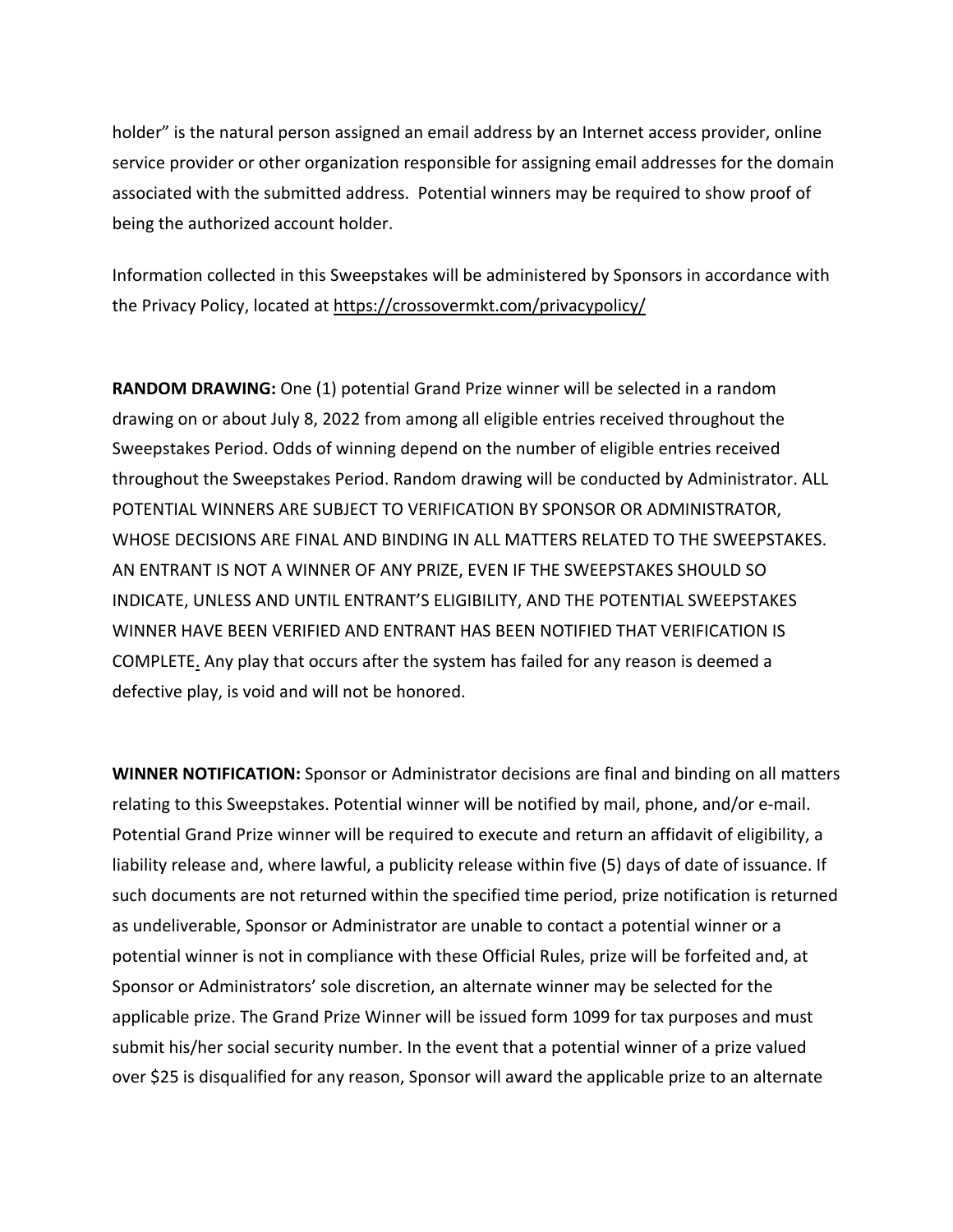holder" is the natural person assigned an email address by an Internet access provider, online service provider or other organization responsible for assigning email addresses for the domain associated with the submitted address. Potential winners may be required to show proof of being the authorized account holder.

Information collected in this Sweepstakes will be administered by Sponsors in accordance with the Privacy Policy, located at https://crossovermkt.com/privacypolicy/

**RANDOM DRAWING:** One (1) potential Grand Prize winner will be selected in a random drawing on or about July 8, 2022 from among all eligible entries received throughout the Sweepstakes Period. Odds of winning depend on the number of eligible entries received throughout the Sweepstakes Period. Random drawing will be conducted by Administrator. ALL POTENTIAL WINNERS ARE SUBJECT TO VERIFICATION BY SPONSOR OR ADMINISTRATOR, WHOSE DECISIONS ARE FINAL AND BINDING IN ALL MATTERS RELATED TO THE SWEEPSTAKES. AN ENTRANT IS NOT A WINNER OF ANY PRIZE, EVEN IF THE SWEEPSTAKES SHOULD SO INDICATE, UNLESS AND UNTIL ENTRANT'S ELIGIBILITY, AND THE POTENTIAL SWEEPSTAKES WINNER HAVE BEEN VERIFIED AND ENTRANT HAS BEEN NOTIFIED THAT VERIFICATION IS COMPLETE. Any play that occurs after the system has failed for any reason is deemed a defective play, is void and will not be honored.

**WINNER NOTIFICATION:** Sponsor or Administrator decisions are final and binding on all matters relating to this Sweepstakes. Potential winner will be notified by mail, phone, and/or e-mail. Potential Grand Prize winner will be required to execute and return an affidavit of eligibility, a liability release and, where lawful, a publicity release within five (5) days of date of issuance. If such documents are not returned within the specified time period, prize notification is returned as undeliverable, Sponsor or Administrator are unable to contact a potential winner or a potential winner is not in compliance with these Official Rules, prize will be forfeited and, at Sponsor or Administrators' sole discretion, an alternate winner may be selected for the applicable prize. The Grand Prize Winner will be issued form 1099 for tax purposes and must submit his/her social security number. In the event that a potential winner of a prize valued over $25 is disqualified for any reason, Sponsor will award the applicable prize to an alternate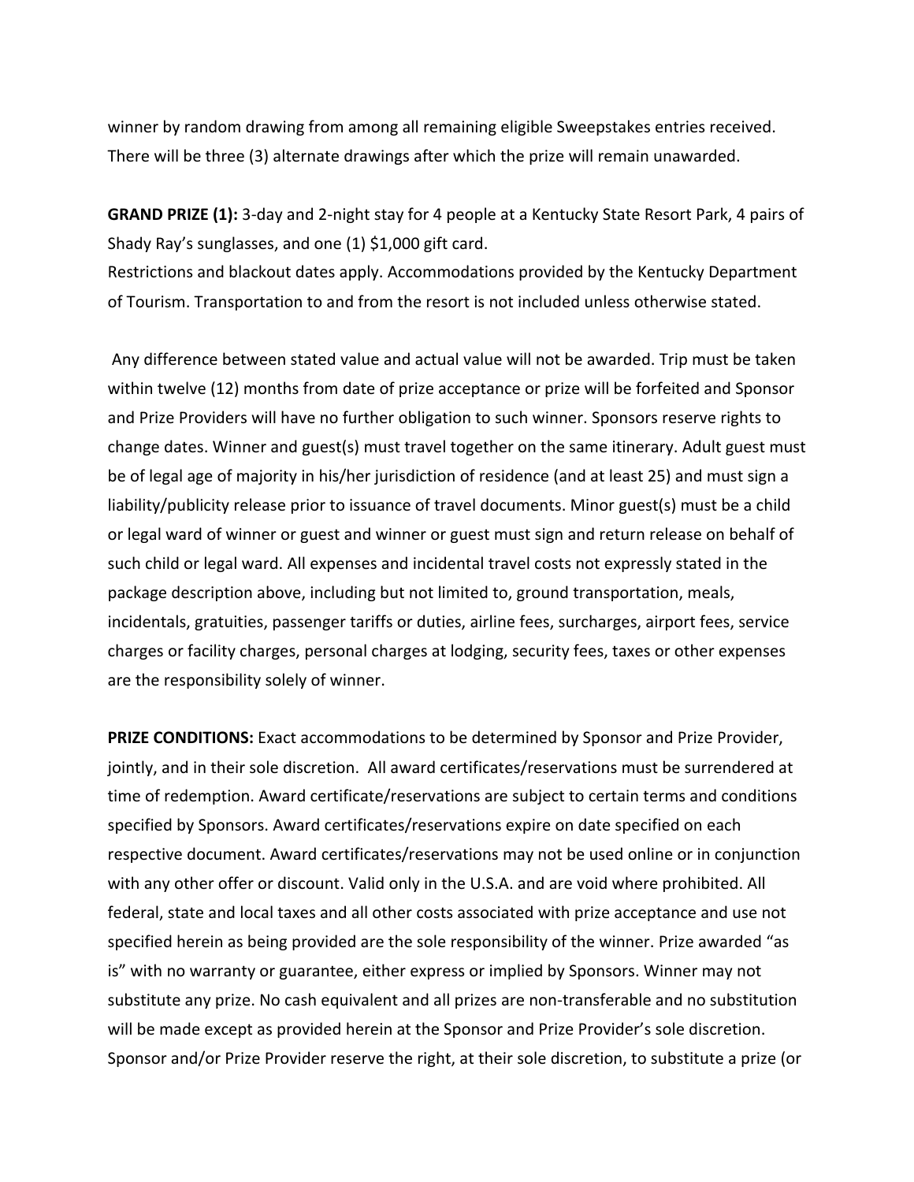winner by random drawing from among all remaining eligible Sweepstakes entries received. There will be three (3) alternate drawings after which the prize will remain unawarded.

**GRAND PRIZE (1):** 3-day and 2-night stay for 4 people at a Kentucky State Resort Park, 4 pairs of Shady Ray's sunglasses, and one (1) $1,000 gift card.
Restrictions and blackout dates apply. Accommodations provided by the Kentucky Department of Tourism. Transportation to and from the resort is not included unless otherwise stated.

Any difference between stated value and actual value will not be awarded. Trip must be taken within twelve (12) months from date of prize acceptance or prize will be forfeited and Sponsor and Prize Providers will have no further obligation to such winner. Sponsors reserve rights to change dates. Winner and guest(s) must travel together on the same itinerary. Adult guest must be of legal age of majority in his/her jurisdiction of residence (and at least 25) and must sign a liability/publicity release prior to issuance of travel documents. Minor guest(s) must be a child or legal ward of winner or guest and winner or guest must sign and return release on behalf of such child or legal ward. All expenses and incidental travel costs not expressly stated in the package description above, including but not limited to, ground transportation, meals, incidentals, gratuities, passenger tariffs or duties, airline fees, surcharges, airport fees, service charges or facility charges, personal charges at lodging, security fees, taxes or other expenses are the responsibility solely of winner.

**PRIZE CONDITIONS:** Exact accommodations to be determined by Sponsor and Prize Provider, jointly, and in their sole discretion. All award certificates/reservations must be surrendered at time of redemption. Award certificate/reservations are subject to certain terms and conditions specified by Sponsors. Award certificates/reservations expire on date specified on each respective document. Award certificates/reservations may not be used online or in conjunction with any other offer or discount. Valid only in the U.S.A. and are void where prohibited. All federal, state and local taxes and all other costs associated with prize acceptance and use not specified herein as being provided are the sole responsibility of the winner. Prize awarded "as is" with no warranty or guarantee, either express or implied by Sponsors. Winner may not substitute any prize. No cash equivalent and all prizes are non-transferable and no substitution will be made except as provided herein at the Sponsor and Prize Provider's sole discretion. Sponsor and/or Prize Provider reserve the right, at their sole discretion, to substitute a prize (or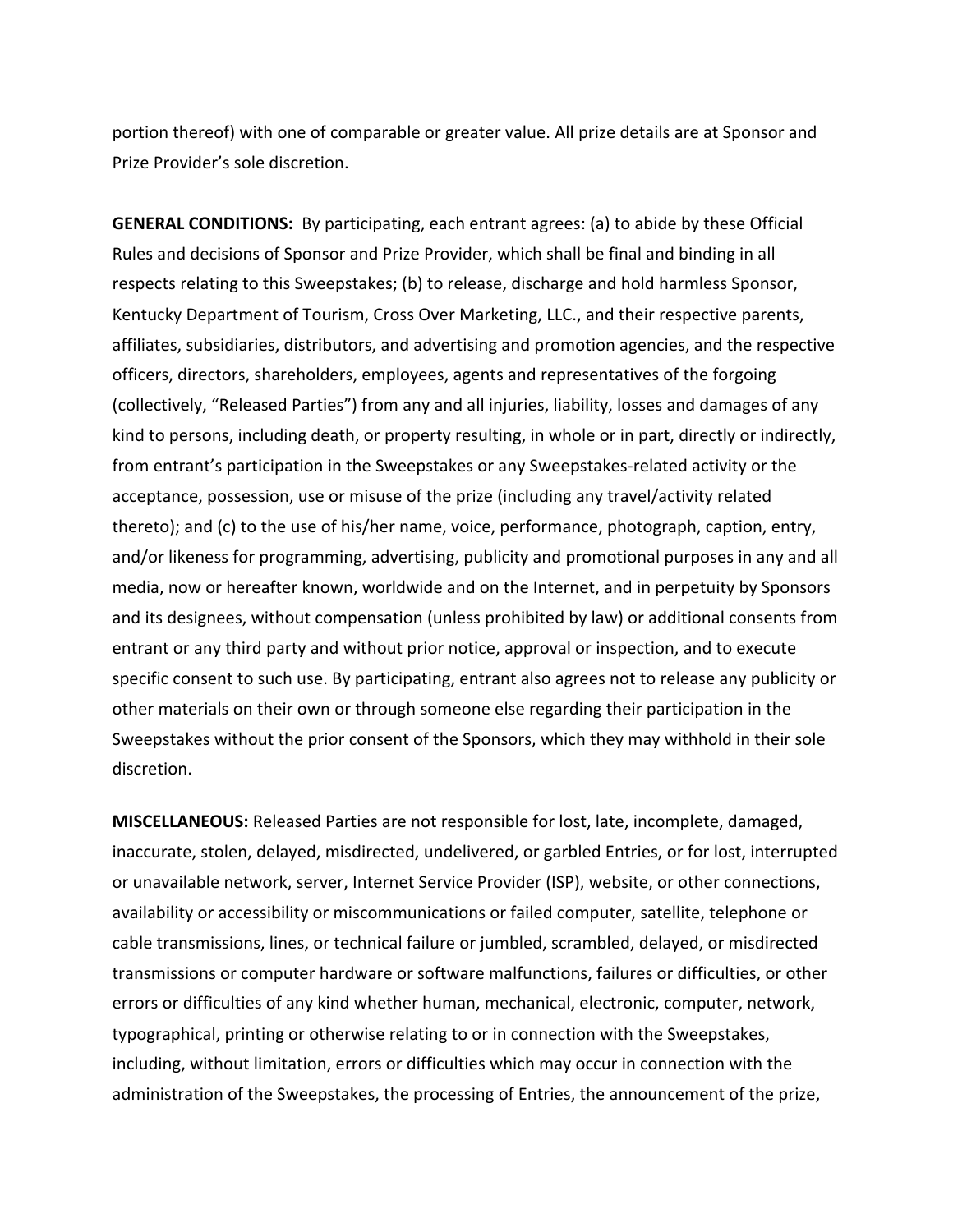portion thereof) with one of comparable or greater value. All prize details are at Sponsor and Prize Provider's sole discretion.

**GENERAL CONDITIONS:** By participating, each entrant agrees: (a) to abide by these Official Rules and decisions of Sponsor and Prize Provider, which shall be final and binding in all respects relating to this Sweepstakes; (b) to release, discharge and hold harmless Sponsor, Kentucky Department of Tourism, Cross Over Marketing, LLC., and their respective parents, affiliates, subsidiaries, distributors, and advertising and promotion agencies, and the respective officers, directors, shareholders, employees, agents and representatives of the forgoing (collectively, "Released Parties") from any and all injuries, liability, losses and damages of any kind to persons, including death, or property resulting, in whole or in part, directly or indirectly, from entrant's participation in the Sweepstakes or any Sweepstakes-related activity or the acceptance, possession, use or misuse of the prize (including any travel/activity related thereto); and (c) to the use of his/her name, voice, performance, photograph, caption, entry, and/or likeness for programming, advertising, publicity and promotional purposes in any and all media, now or hereafter known, worldwide and on the Internet, and in perpetuity by Sponsors and its designees, without compensation (unless prohibited by law) or additional consents from entrant or any third party and without prior notice, approval or inspection, and to execute specific consent to such use. By participating, entrant also agrees not to release any publicity or other materials on their own or through someone else regarding their participation in the Sweepstakes without the prior consent of the Sponsors, which they may withhold in their sole discretion.

**MISCELLANEOUS:** Released Parties are not responsible for lost, late, incomplete, damaged, inaccurate, stolen, delayed, misdirected, undelivered, or garbled Entries, or for lost, interrupted or unavailable network, server, Internet Service Provider (ISP), website, or other connections, availability or accessibility or miscommunications or failed computer, satellite, telephone or cable transmissions, lines, or technical failure or jumbled, scrambled, delayed, or misdirected transmissions or computer hardware or software malfunctions, failures or difficulties, or other errors or difficulties of any kind whether human, mechanical, electronic, computer, network, typographical, printing or otherwise relating to or in connection with the Sweepstakes, including, without limitation, errors or difficulties which may occur in connection with the administration of the Sweepstakes, the processing of Entries, the announcement of the prize,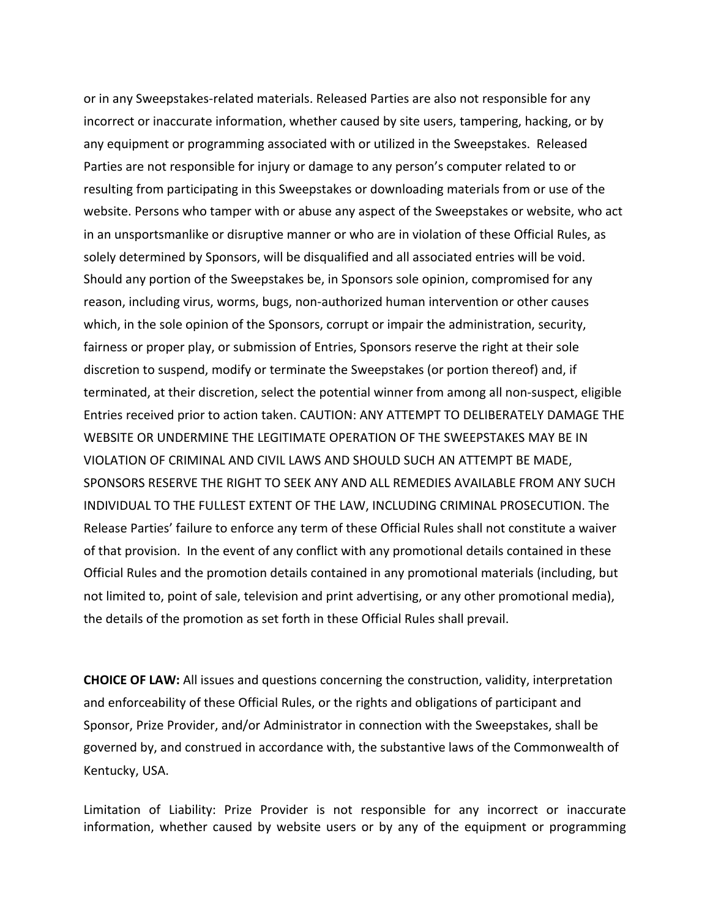or in any Sweepstakes-related materials. Released Parties are also not responsible for any incorrect or inaccurate information, whether caused by site users, tampering, hacking, or by any equipment or programming associated with or utilized in the Sweepstakes. Released Parties are not responsible for injury or damage to any person's computer related to or resulting from participating in this Sweepstakes or downloading materials from or use of the website. Persons who tamper with or abuse any aspect of the Sweepstakes or website, who act in an unsportsmanlike or disruptive manner or who are in violation of these Official Rules, as solely determined by Sponsors, will be disqualified and all associated entries will be void. Should any portion of the Sweepstakes be, in Sponsors sole opinion, compromised for any reason, including virus, worms, bugs, non-authorized human intervention or other causes which, in the sole opinion of the Sponsors, corrupt or impair the administration, security, fairness or proper play, or submission of Entries, Sponsors reserve the right at their sole discretion to suspend, modify or terminate the Sweepstakes (or portion thereof) and, if terminated, at their discretion, select the potential winner from among all non-suspect, eligible Entries received prior to action taken. CAUTION: ANY ATTEMPT TO DELIBERATELY DAMAGE THE WEBSITE OR UNDERMINE THE LEGITIMATE OPERATION OF THE SWEEPSTAKES MAY BE IN VIOLATION OF CRIMINAL AND CIVIL LAWS AND SHOULD SUCH AN ATTEMPT BE MADE, SPONSORS RESERVE THE RIGHT TO SEEK ANY AND ALL REMEDIES AVAILABLE FROM ANY SUCH INDIVIDUAL TO THE FULLEST EXTENT OF THE LAW, INCLUDING CRIMINAL PROSECUTION. The Release Parties' failure to enforce any term of these Official Rules shall not constitute a waiver of that provision. In the event of any conflict with any promotional details contained in these Official Rules and the promotion details contained in any promotional materials (including, but not limited to, point of sale, television and print advertising, or any other promotional media), the details of the promotion as set forth in these Official Rules shall prevail.

**CHOICE OF LAW:** All issues and questions concerning the construction, validity, interpretation and enforceability of these Official Rules, or the rights and obligations of participant and Sponsor, Prize Provider, and/or Administrator in connection with the Sweepstakes, shall be governed by, and construed in accordance with, the substantive laws of the Commonwealth of Kentucky, USA.

Limitation of Liability: Prize Provider is not responsible for any incorrect or inaccurate information, whether caused by website users or by any of the equipment or programming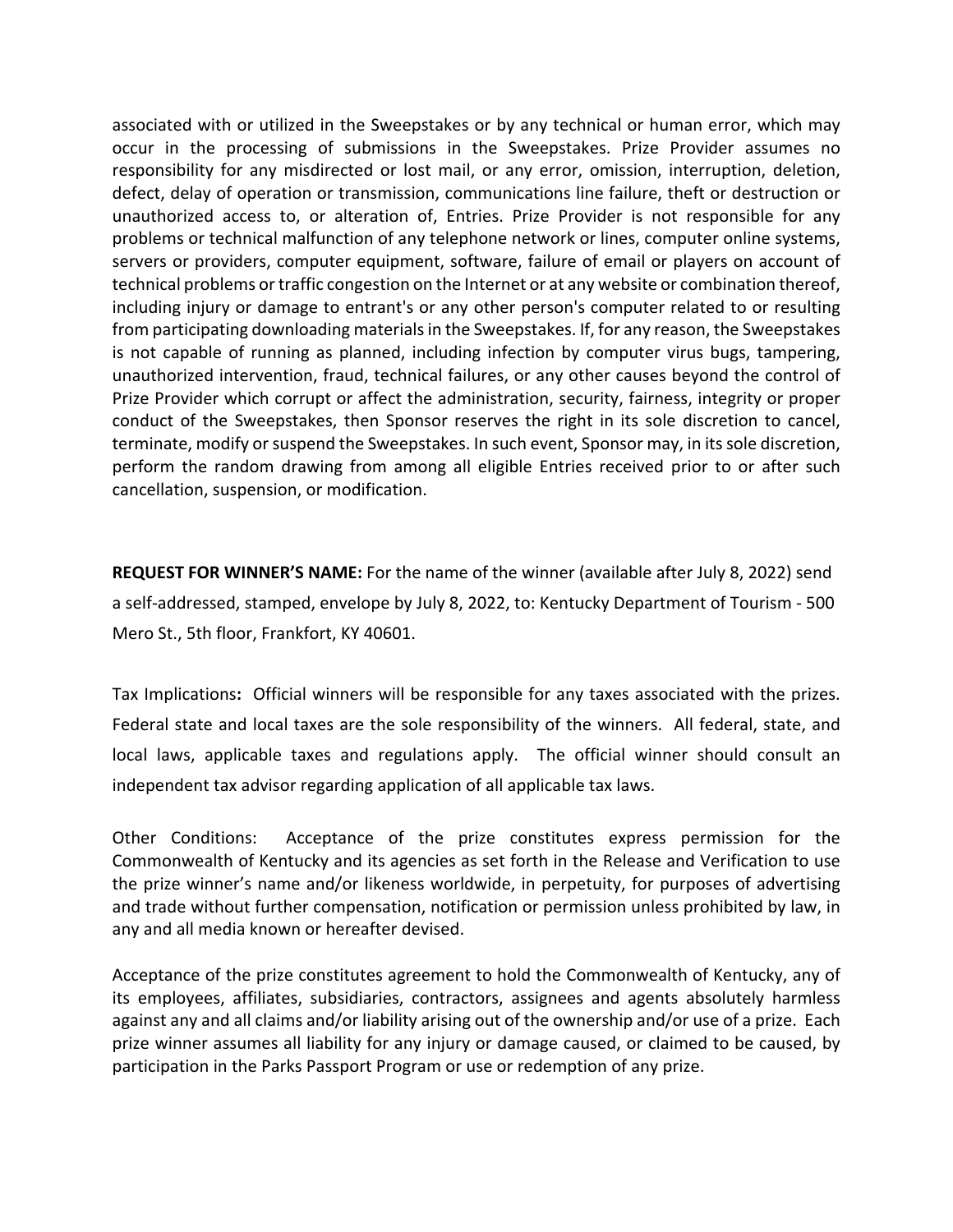associated with or utilized in the Sweepstakes or by any technical or human error, which may occur in the processing of submissions in the Sweepstakes. Prize Provider assumes no responsibility for any misdirected or lost mail, or any error, omission, interruption, deletion, defect, delay of operation or transmission, communications line failure, theft or destruction or unauthorized access to, or alteration of, Entries. Prize Provider is not responsible for any problems or technical malfunction of any telephone network or lines, computer online systems, servers or providers, computer equipment, software, failure of email or players on account of technical problems or traffic congestion on the Internet or at any website or combination thereof, including injury or damage to entrant's or any other person's computer related to or resulting from participating downloading materials in the Sweepstakes. If, for any reason, the Sweepstakes is not capable of running as planned, including infection by computer virus bugs, tampering, unauthorized intervention, fraud, technical failures, or any other causes beyond the control of Prize Provider which corrupt or affect the administration, security, fairness, integrity or proper conduct of the Sweepstakes, then Sponsor reserves the right in its sole discretion to cancel, terminate, modify or suspend the Sweepstakes. In such event, Sponsor may, in its sole discretion, perform the random drawing from among all eligible Entries received prior to or after such cancellation, suspension, or modification.

**REQUEST FOR WINNER'S NAME:** For the name of the winner (available after July 8, 2022) send a self-addressed, stamped, envelope by July 8, 2022, to: Kentucky Department of Tourism - 500 Mero St., 5th floor, Frankfort, KY 40601.

Tax Implications**:** Official winners will be responsible for any taxes associated with the prizes. Federal state and local taxes are the sole responsibility of the winners. All federal, state, and local laws, applicable taxes and regulations apply. The official winner should consult an independent tax advisor regarding application of all applicable tax laws.

Other Conditions: Acceptance of the prize constitutes express permission for the Commonwealth of Kentucky and its agencies as set forth in the Release and Verification to use the prize winner's name and/or likeness worldwide, in perpetuity, for purposes of advertising and trade without further compensation, notification or permission unless prohibited by law, in any and all media known or hereafter devised.

Acceptance of the prize constitutes agreement to hold the Commonwealth of Kentucky, any of its employees, affiliates, subsidiaries, contractors, assignees and agents absolutely harmless against any and all claims and/or liability arising out of the ownership and/or use of a prize. Each prize winner assumes all liability for any injury or damage caused, or claimed to be caused, by participation in the Parks Passport Program or use or redemption of any prize.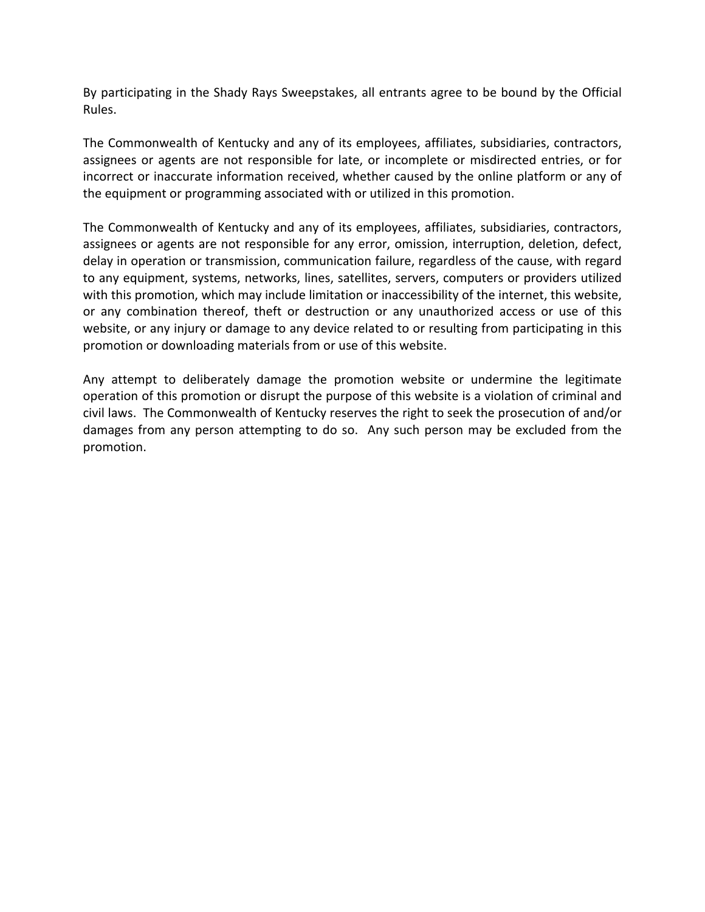By participating in the Shady Rays Sweepstakes, all entrants agree to be bound by the Official Rules.

The Commonwealth of Kentucky and any of its employees, affiliates, subsidiaries, contractors, assignees or agents are not responsible for late, or incomplete or misdirected entries, or for incorrect or inaccurate information received, whether caused by the online platform or any of the equipment or programming associated with or utilized in this promotion.

The Commonwealth of Kentucky and any of its employees, affiliates, subsidiaries, contractors, assignees or agents are not responsible for any error, omission, interruption, deletion, defect, delay in operation or transmission, communication failure, regardless of the cause, with regard to any equipment, systems, networks, lines, satellites, servers, computers or providers utilized with this promotion, which may include limitation or inaccessibility of the internet, this website, or any combination thereof, theft or destruction or any unauthorized access or use of this website, or any injury or damage to any device related to or resulting from participating in this promotion or downloading materials from or use of this website.

Any attempt to deliberately damage the promotion website or undermine the legitimate operation of this promotion or disrupt the purpose of this website is a violation of criminal and civil laws. The Commonwealth of Kentucky reserves the right to seek the prosecution of and/or damages from any person attempting to do so. Any such person may be excluded from the promotion.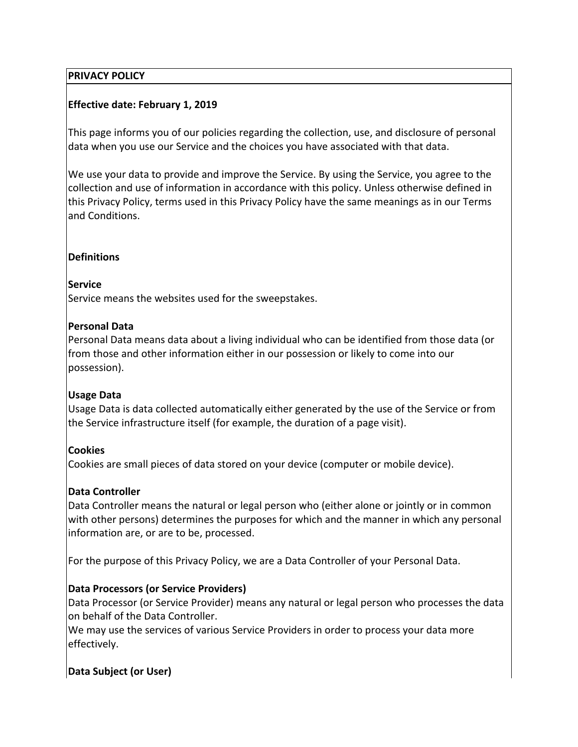**PRIVACY POLICY**

**Effective date: February 1, 2019**

This page informs you of our policies regarding the collection, use, and disclosure of personal data when you use our Service and the choices you have associated with that data.

We use your data to provide and improve the Service. By using the Service, you agree to the collection and use of information in accordance with this policy. Unless otherwise defined in this Privacy Policy, terms used in this Privacy Policy have the same meanings as in our Terms and Conditions.

**Definitions**

**Service**
Service means the websites used for the sweepstakes.

**Personal Data**
Personal Data means data about a living individual who can be identified from those data (or from those and other information either in our possession or likely to come into our possession).

**Usage Data**
Usage Data is data collected automatically either generated by the use of the Service or from the Service infrastructure itself (for example, the duration of a page visit).

**Cookies**
Cookies are small pieces of data stored on your device (computer or mobile device).

**Data Controller**
Data Controller means the natural or legal person who (either alone or jointly or in common with other persons) determines the purposes for which and the manner in which any personal information are, or are to be, processed.

For the purpose of this Privacy Policy, we are a Data Controller of your Personal Data.

**Data Processors (or Service Providers)**
Data Processor (or Service Provider) means any natural or legal person who processes the data on behalf of the Data Controller.
We may use the services of various Service Providers in order to process your data more effectively.

**Data Subject (or User)**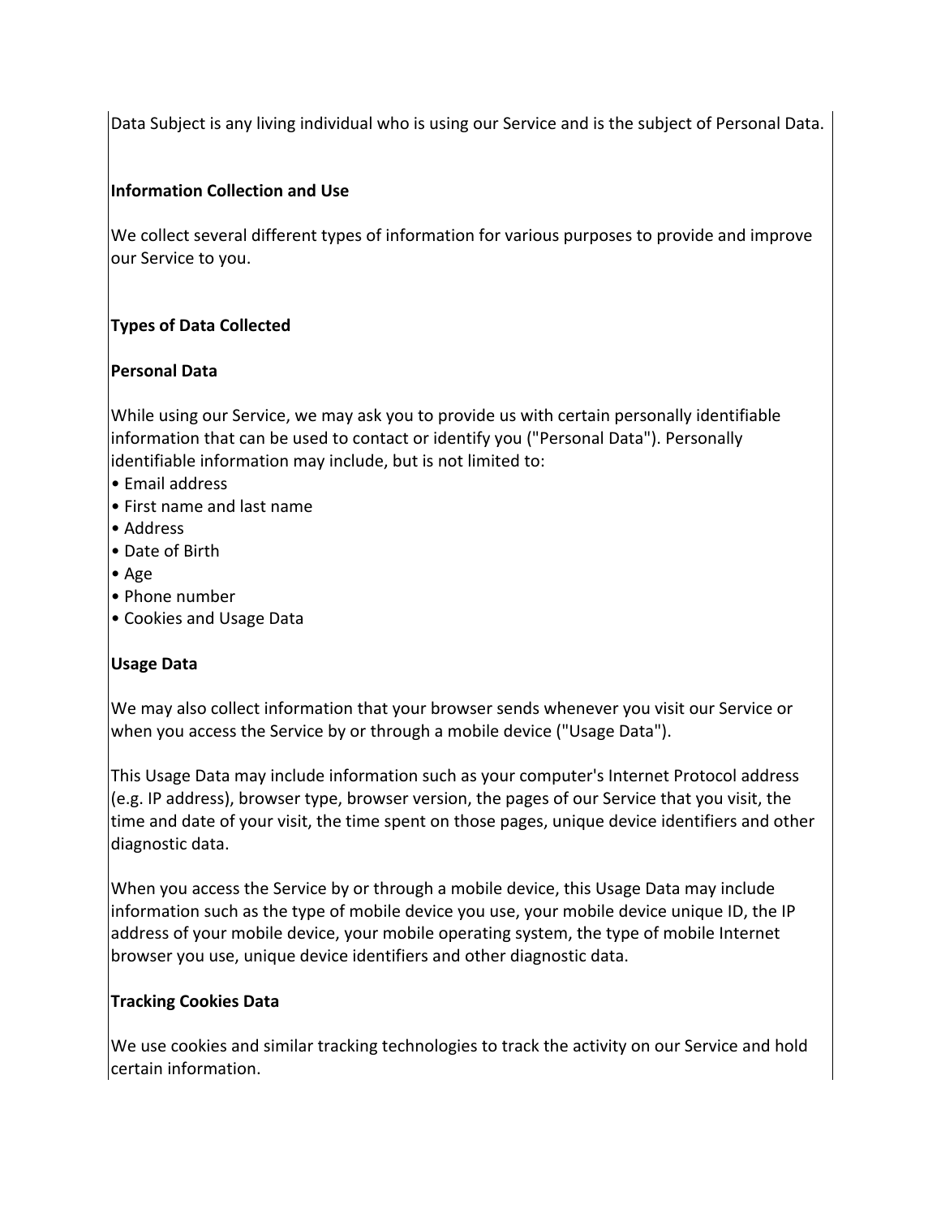Data Subject is any living individual who is using our Service and is the subject of Personal Data.

**Information Collection and Use**

We collect several different types of information for various purposes to provide and improve our Service to you.

**Types of Data Collected**

**Personal Data**

While using our Service, we may ask you to provide us with certain personally identifiable information that can be used to contact or identify you ("Personal Data"). Personally identifiable information may include, but is not limited to:

- Email address
- First name and last name
- Address
- Date of Birth
- Age
- Phone number
- Cookies and Usage Data

**Usage Data**

We may also collect information that your browser sends whenever you visit our Service or when you access the Service by or through a mobile device ("Usage Data").

This Usage Data may include information such as your computer's Internet Protocol address (e.g. IP address), browser type, browser version, the pages of our Service that you visit, the time and date of your visit, the time spent on those pages, unique device identifiers and other diagnostic data.

When you access the Service by or through a mobile device, this Usage Data may include information such as the type of mobile device you use, your mobile device unique ID, the IP address of your mobile device, your mobile operating system, the type of mobile Internet browser you use, unique device identifiers and other diagnostic data.

**Tracking Cookies Data**

We use cookies and similar tracking technologies to track the activity on our Service and hold certain information.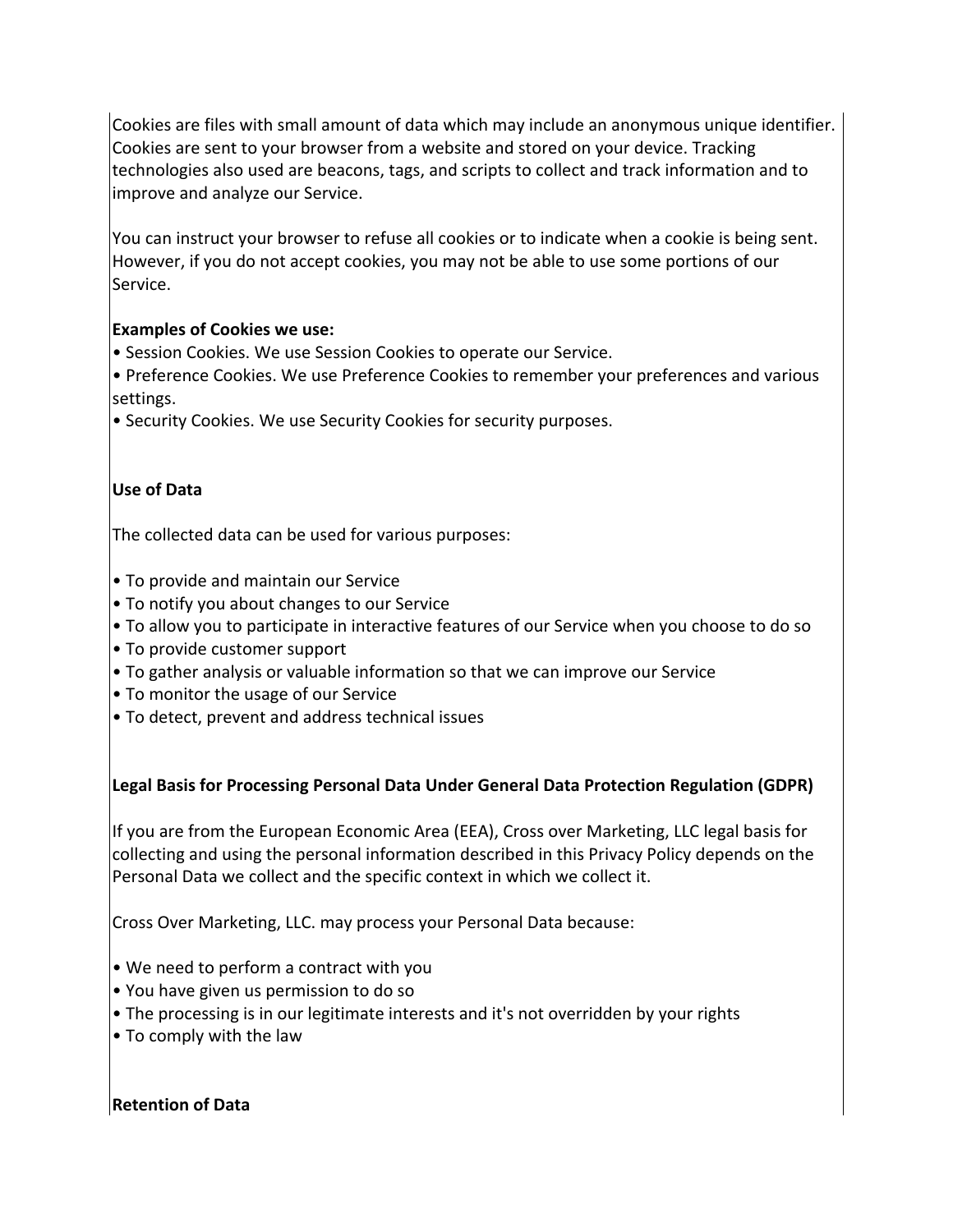Cookies are files with small amount of data which may include an anonymous unique identifier. Cookies are sent to your browser from a website and stored on your device. Tracking technologies also used are beacons, tags, and scripts to collect and track information and to improve and analyze our Service.

You can instruct your browser to refuse all cookies or to indicate when a cookie is being sent. However, if you do not accept cookies, you may not be able to use some portions of our Service.

**Examples of Cookies we use:**

- Session Cookies. We use Session Cookies to operate our Service.
- Preference Cookies. We use Preference Cookies to remember your preferences and various settings.
- Security Cookies. We use Security Cookies for security purposes.

**Use of Data**

The collected data can be used for various purposes:

- To provide and maintain our Service
- To notify you about changes to our Service
- To allow you to participate in interactive features of our Service when you choose to do so
- To provide customer support
- To gather analysis or valuable information so that we can improve our Service
- To monitor the usage of our Service
- To detect, prevent and address technical issues

**Legal Basis for Processing Personal Data Under General Data Protection Regulation (GDPR)**

If you are from the European Economic Area (EEA), Cross over Marketing, LLC legal basis for collecting and using the personal information described in this Privacy Policy depends on the Personal Data we collect and the specific context in which we collect it.

Cross Over Marketing, LLC. may process your Personal Data because:

- We need to perform a contract with you
- You have given us permission to do so
- The processing is in our legitimate interests and it's not overridden by your rights
- To comply with the law

**Retention of Data**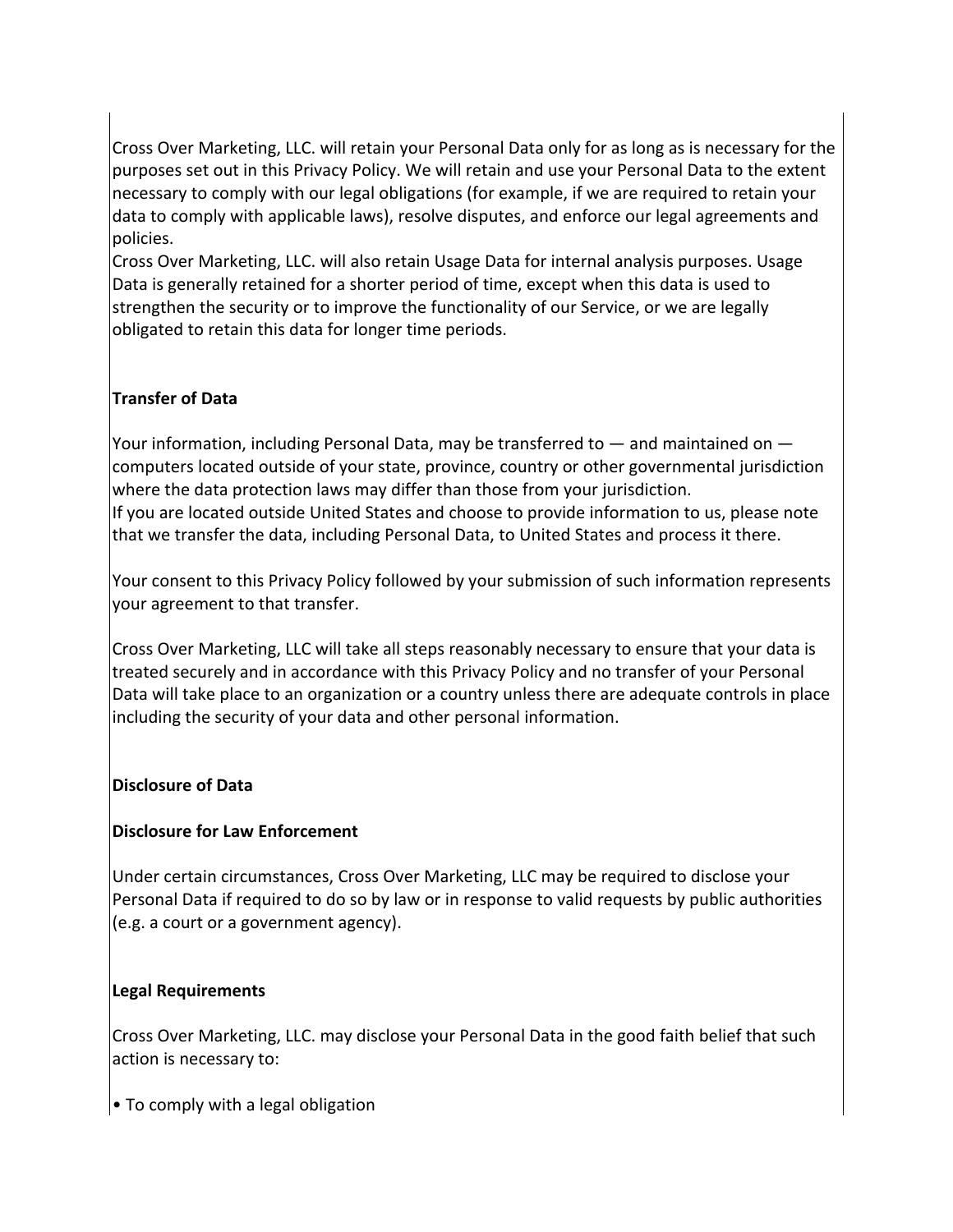Cross Over Marketing, LLC. will retain your Personal Data only for as long as is necessary for the purposes set out in this Privacy Policy. We will retain and use your Personal Data to the extent necessary to comply with our legal obligations (for example, if we are required to retain your data to comply with applicable laws), resolve disputes, and enforce our legal agreements and policies.
Cross Over Marketing, LLC. will also retain Usage Data for internal analysis purposes. Usage Data is generally retained for a shorter period of time, except when this data is used to strengthen the security or to improve the functionality of our Service, or we are legally obligated to retain this data for longer time periods.

**Transfer of Data**

Your information, including Personal Data, may be transferred to — and maintained on — computers located outside of your state, province, country or other governmental jurisdiction where the data protection laws may differ than those from your jurisdiction.
If you are located outside United States and choose to provide information to us, please note that we transfer the data, including Personal Data, to United States and process it there.

Your consent to this Privacy Policy followed by your submission of such information represents your agreement to that transfer.

Cross Over Marketing, LLC will take all steps reasonably necessary to ensure that your data is treated securely and in accordance with this Privacy Policy and no transfer of your Personal Data will take place to an organization or a country unless there are adequate controls in place including the security of your data and other personal information.

**Disclosure of Data**

**Disclosure for Law Enforcement**

Under certain circumstances, Cross Over Marketing, LLC may be required to disclose your Personal Data if required to do so by law or in response to valid requests by public authorities (e.g. a court or a government agency).

**Legal Requirements**

Cross Over Marketing, LLC. may disclose your Personal Data in the good faith belief that such action is necessary to:

• To comply with a legal obligation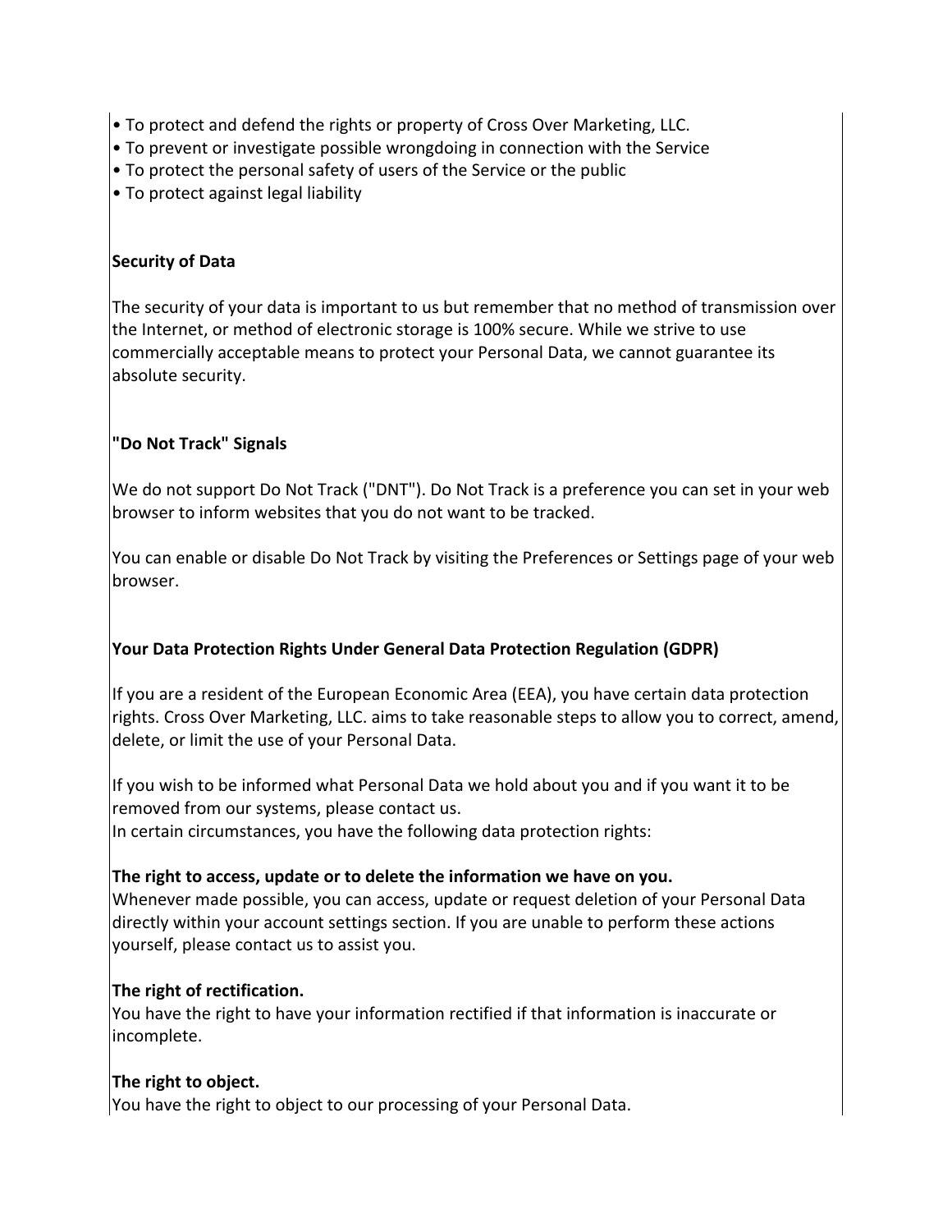- To protect and defend the rights or property of Cross Over Marketing, LLC.
- To prevent or investigate possible wrongdoing in connection with the Service
- To protect the personal safety of users of the Service or the public
- To protect against legal liability

**Security of Data**

The security of your data is important to us but remember that no method of transmission over the Internet, or method of electronic storage is 100% secure. While we strive to use commercially acceptable means to protect your Personal Data, we cannot guarantee its absolute security.

**"Do Not Track" Signals**

We do not support Do Not Track ("DNT"). Do Not Track is a preference you can set in your web browser to inform websites that you do not want to be tracked.

You can enable or disable Do Not Track by visiting the Preferences or Settings page of your web browser.

**Your Data Protection Rights Under General Data Protection Regulation (GDPR)**

If you are a resident of the European Economic Area (EEA), you have certain data protection rights. Cross Over Marketing, LLC. aims to take reasonable steps to allow you to correct, amend, delete, or limit the use of your Personal Data.

If you wish to be informed what Personal Data we hold about you and if you want it to be removed from our systems, please contact us.
In certain circumstances, you have the following data protection rights:

**The right to access, update or to delete the information we have on you.**
Whenever made possible, you can access, update or request deletion of your Personal Data directly within your account settings section. If you are unable to perform these actions yourself, please contact us to assist you.

**The right of rectification.**
You have the right to have your information rectified if that information is inaccurate or incomplete.

**The right to object.**
You have the right to object to our processing of your Personal Data.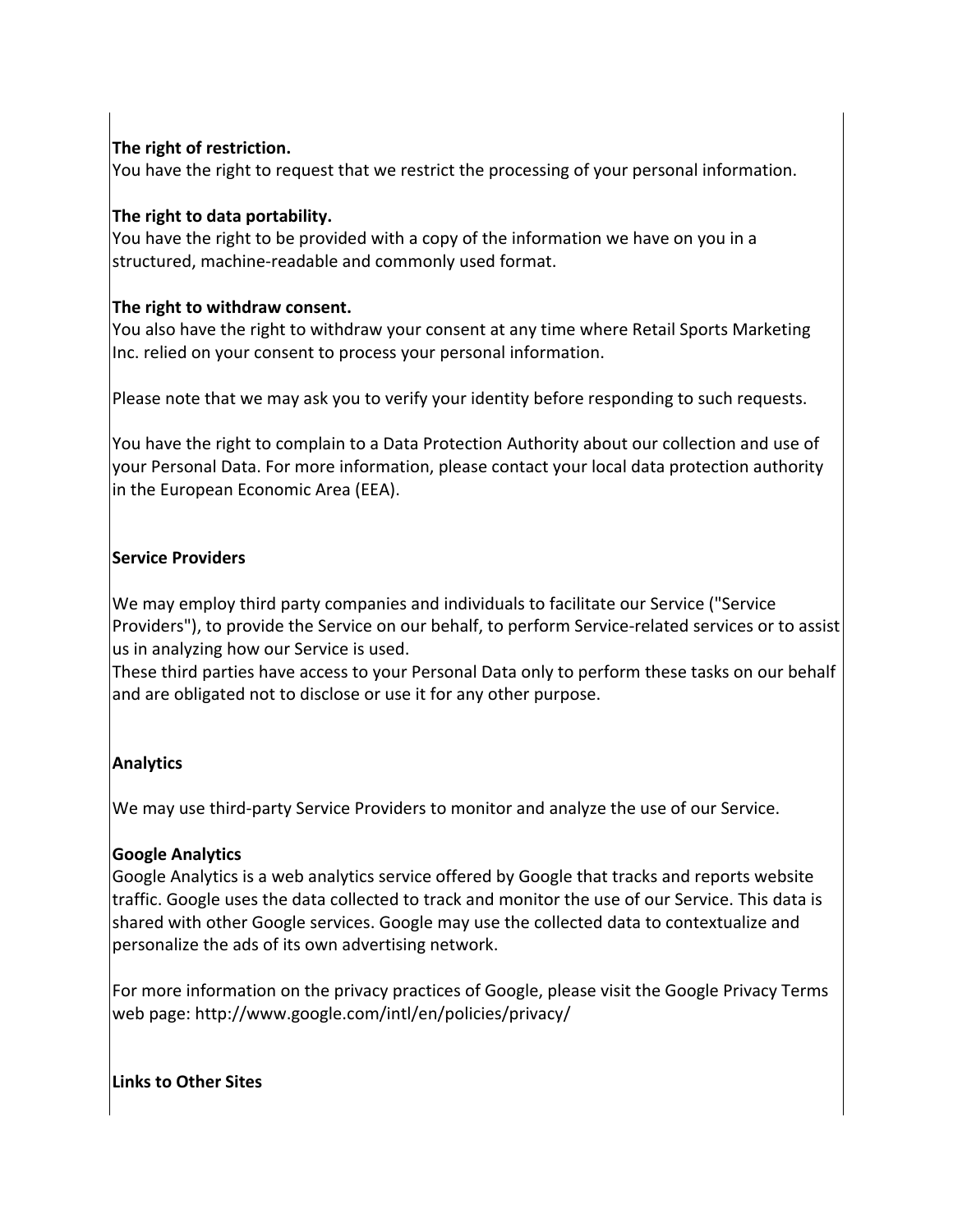**The right of restriction.**
You have the right to request that we restrict the processing of your personal information.

**The right to data portability.**
You have the right to be provided with a copy of the information we have on you in a structured, machine-readable and commonly used format.

**The right to withdraw consent.**
You also have the right to withdraw your consent at any time where Retail Sports Marketing Inc. relied on your consent to process your personal information.

Please note that we may ask you to verify your identity before responding to such requests.

You have the right to complain to a Data Protection Authority about our collection and use of your Personal Data. For more information, please contact your local data protection authority in the European Economic Area (EEA).

**Service Providers**

We may employ third party companies and individuals to facilitate our Service ("Service Providers"), to provide the Service on our behalf, to perform Service-related services or to assist us in analyzing how our Service is used.
These third parties have access to your Personal Data only to perform these tasks on our behalf and are obligated not to disclose or use it for any other purpose.

**Analytics**

We may use third-party Service Providers to monitor and analyze the use of our Service.

**Google Analytics**
Google Analytics is a web analytics service offered by Google that tracks and reports website traffic. Google uses the data collected to track and monitor the use of our Service. This data is shared with other Google services. Google may use the collected data to contextualize and personalize the ads of its own advertising network.

For more information on the privacy practices of Google, please visit the Google Privacy Terms web page: http://www.google.com/intl/en/policies/privacy/

**Links to Other Sites**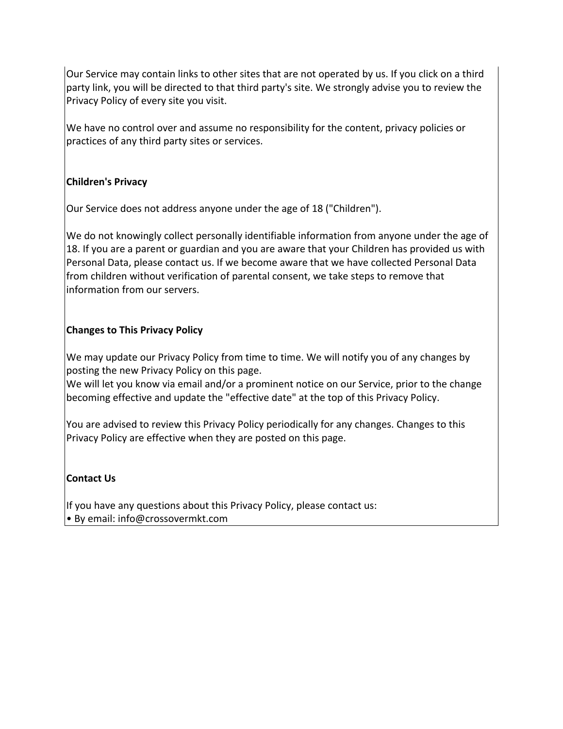Our Service may contain links to other sites that are not operated by us. If you click on a third party link, you will be directed to that third party's site. We strongly advise you to review the Privacy Policy of every site you visit.

We have no control over and assume no responsibility for the content, privacy policies or practices of any third party sites or services.

**Children's Privacy**

Our Service does not address anyone under the age of 18 ("Children").

We do not knowingly collect personally identifiable information from anyone under the age of 18. If you are a parent or guardian and you are aware that your Children has provided us with Personal Data, please contact us. If we become aware that we have collected Personal Data from children without verification of parental consent, we take steps to remove that information from our servers.

**Changes to This Privacy Policy**

We may update our Privacy Policy from time to time. We will notify you of any changes by posting the new Privacy Policy on this page.
We will let you know via email and/or a prominent notice on our Service, prior to the change becoming effective and update the "effective date" at the top of this Privacy Policy.

You are advised to review this Privacy Policy periodically for any changes. Changes to this Privacy Policy are effective when they are posted on this page.

**Contact Us**

If you have any questions about this Privacy Policy, please contact us:
• By email: info@crossovermkt.com